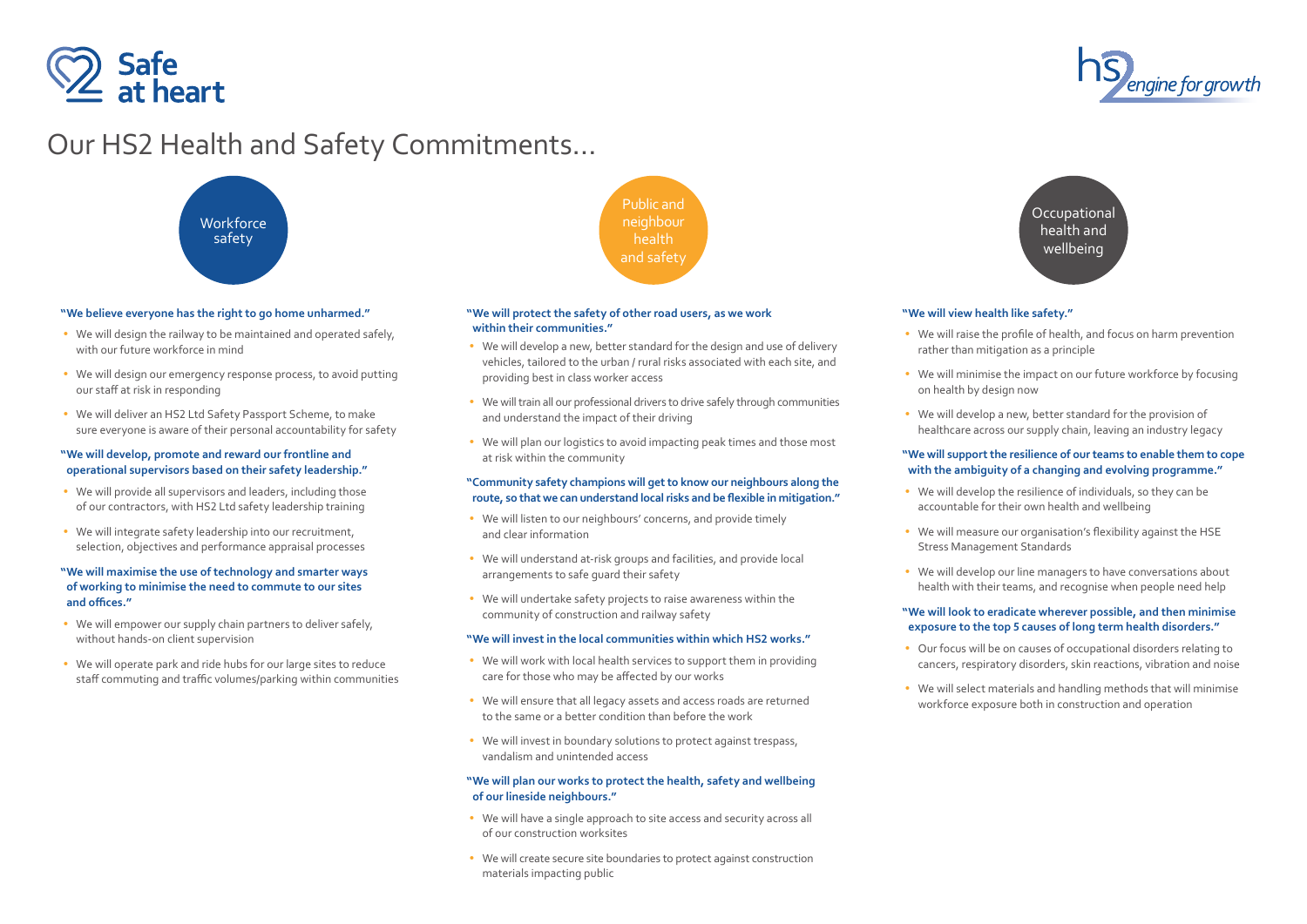Safe at heart

hs2 engine for growth

# Our HS2 Health and Safety Commitments…

## Workforce safety

**"We believe everyone has the right to go home unharmed."**

- We will design the railway to be maintained and operated safely, with our future workforce in mind
- We will design our emergency response process, to avoid putting our staff at risk in responding
- We will deliver an HS2 Ltd Safety Passport Scheme, to make sure everyone is aware of their personal accountability for safety

**"We will develop, promote and reward our frontline and operational supervisors based on their safety leadership."**

- We will provide all supervisors and leaders, including those of our contractors, with HS2 Ltd safety leadership training
- We will integrate safety leadership into our recruitment, selection, objectives and performance appraisal processes

**"We will maximise the use of technology and smarter ways of working to minimise the need to commute to our sites and offices."**

- We will empower our supply chain partners to deliver safely, without hands-on client supervision
- We will operate park and ride hubs for our large sites to reduce staff commuting and traffic volumes/parking within communities

## Public and neighbour health and safety

**"We will protect the safety of other road users, as we work within their communities."**

- We will develop a new, better standard for the design and use of delivery vehicles, tailored to the urban / rural risks associated with each site, and providing best in class worker access
- We will train all our professional drivers to drive safely through communities and understand the impact of their driving
- We will plan our logistics to avoid impacting peak times and those most at risk within the community

**"Community safety champions will get to know our neighbours along the route, so that we can understand local risks and be flexible in mitigation."**

- We will listen to our neighbours' concerns, and provide timely and clear information
- We will understand at-risk groups and facilities, and provide local arrangements to safe guard their safety
- We will undertake safety projects to raise awareness within the community of construction and railway safety

**"We will invest in the local communities within which HS2 works."**

- We will work with local health services to support them in providing care for those who may be affected by our works
- We will ensure that all legacy assets and access roads are returned to the same or a better condition than before the work
- We will invest in boundary solutions to protect against trespass, vandalism and unintended access

**"We will plan our works to protect the health, safety and wellbeing of our lineside neighbours."**

- We will have a single approach to site access and security across all of our construction worksites
- We will create secure site boundaries to protect against construction materials impacting public

## Occupational health and wellbeing

**"We will view health like safety."**

- We will raise the profile of health, and focus on harm prevention rather than mitigation as a principle
- We will minimise the impact on our future workforce by focusing on health by design now
- We will develop a new, better standard for the provision of healthcare across our supply chain, leaving an industry legacy

**"We will support the resilience of our teams to enable them to cope with the ambiguity of a changing and evolving programme."**

- We will develop the resilience of individuals, so they can be accountable for their own health and wellbeing
- We will measure our organisation's flexibility against the HSE Stress Management Standards
- We will develop our line managers to have conversations about health with their teams, and recognise when people need help

**"We will look to eradicate wherever possible, and then minimise exposure to the top 5 causes of long term health disorders."**

- Our focus will be on causes of occupational disorders relating to cancers, respiratory disorders, skin reactions, vibration and noise
- We will select materials and handling methods that will minimise workforce exposure both in construction and operation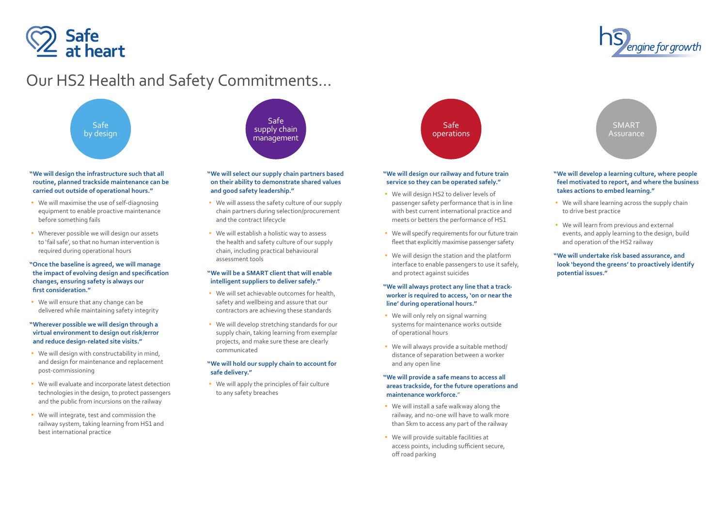Safe at heart

hs2 engine for growth

# Our HS2 Health and Safety Commitments…

## Safe by design

**"We will design the infrastructure such that all routine, planned trackside maintenance can be carried out outside of operational hours."**

- We will maximise the use of self-diagnosing equipment to enable proactive maintenance before something fails
- Wherever possible we will design our assets to 'fail safe', so that no human intervention is required during operational hours

**"Once the baseline is agreed, we will manage the impact of evolving design and specification changes, ensuring safety is always our first consideration."**

- We will ensure that any change can be delivered while maintaining safety integrity

**"Wherever possible we will design through a virtual environment to design out risk/error and reduce design-related site visits."**

- We will design with constructability in mind, and design for maintenance and replacement post-commissioning
- We will evaluate and incorporate latest detection technologies in the design, to protect passengers and the public from incursions on the railway
- We will integrate, test and commission the railway system, taking learning from HS1 and best international practice

## Safe supply chain management

**"We will select our supply chain partners based on their ability to demonstrate shared values and good safety leadership."**

- We will assess the safety culture of our supply chain partners during selection/procurement and the contract lifecycle
- We will establish a holistic way to assess the health and safety culture of our supply chain, including practical behavioural assessment tools

**"We will be a SMART client that will enable intelligent suppliers to deliver safely."**

- We will set achievable outcomes for health, safety and wellbeing and assure that our contractors are achieving these standards
- We will develop stretching standards for our supply chain, taking learning from exemplar projects, and make sure these are clearly communicated

**"We will hold our supply chain to account for safe delivery."**

- We will apply the principles of fair culture to any safety breaches

## Safe operations

**"We will design our railway and future train service so they can be operated safely."**

- We will design HS2 to deliver levels of passenger safety performance that is in line with best current international practice and meets or betters the performance of HS1
- We will specify requirements for our future train fleet that explicitly maximise passenger safety
- We will design the station and the platform interface to enable passengers to use it safely, and protect against suicides

**"We will always protect any line that a track-worker is required to access, 'on or near the line' during operational hours."**

- We will only rely on signal warning systems for maintenance works outside of operational hours
- We will always provide a suitable method/ distance of separation between a worker and any open line

**"We will provide a safe means to access all areas trackside, for the future operations and maintenance workforce."**

- We will install a safe walkway along the railway, and no-one will have to walk more than 5km to access any part of the railway
- We will provide suitable facilities at access points, including sufficient secure, off road parking

## SMART Assurance

**"We will develop a learning culture, where people feel motivated to report, and where the business takes actions to embed learning."**

- We will share learning across the supply chain to drive best practice
- We will learn from previous and external events, and apply learning to the design, build and operation of the HS2 railway

**"We will undertake risk based assurance, and look 'beyond the greens' to proactively identify potential issues."**